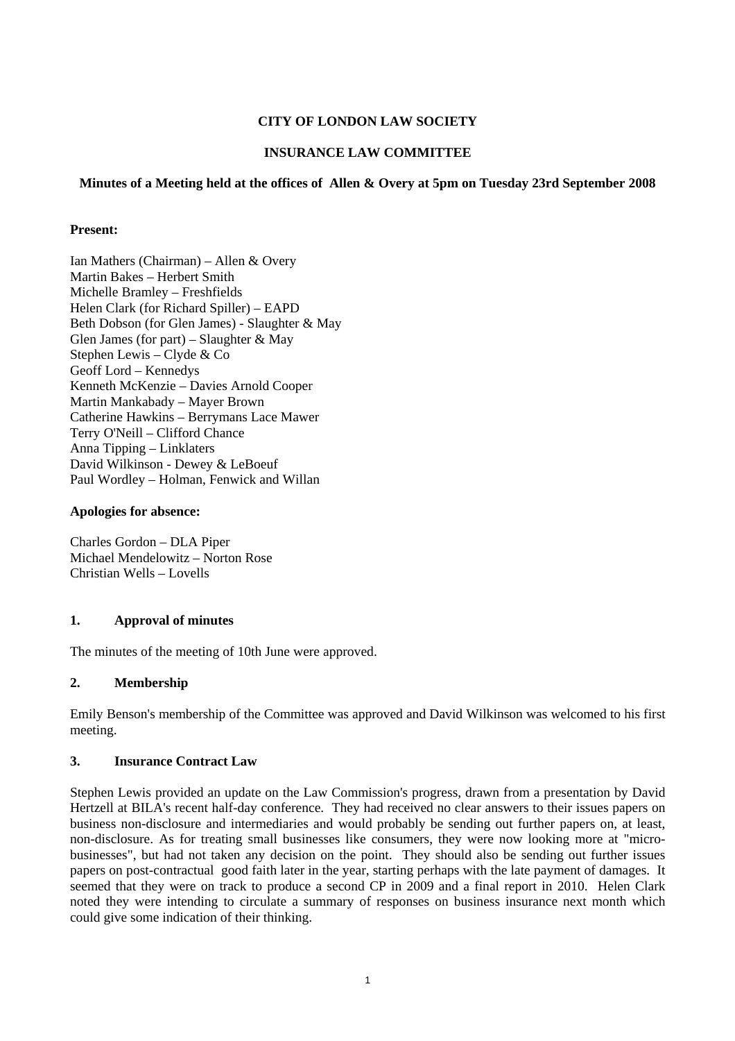**CITY OF LONDON LAW SOCIETY**

**INSURANCE LAW COMMITTEE**

**Minutes of a Meeting held at the offices of Allen & Overy at 5pm on Tuesday 23rd September 2008**

**Present:**

Ian Mathers (Chairman) – Allen & Overy
Martin Bakes – Herbert Smith
Michelle Bramley – Freshfields
Helen Clark (for Richard Spiller) – EAPD
Beth Dobson (for Glen James) - Slaughter & May
Glen James (for part) – Slaughter & May
Stephen Lewis – Clyde & Co
Geoff Lord – Kennedys
Kenneth McKenzie – Davies Arnold Cooper
Martin Mankabady – Mayer Brown
Catherine Hawkins – Berrymans Lace Mawer
Terry O'Neill – Clifford Chance
Anna Tipping – Linklaters
David Wilkinson - Dewey & LeBoeuf
Paul Wordley – Holman, Fenwick and Willan

**Apologies for absence:**

Charles Gordon – DLA Piper
Michael Mendelowitz – Norton Rose
Christian Wells – Lovells

## 1. Approval of minutes

The minutes of the meeting of 10th June were approved.

## 2. Membership

Emily Benson's membership of the Committee was approved and David Wilkinson was welcomed to his first meeting.

## 3. Insurance Contract Law

Stephen Lewis provided an update on the Law Commission's progress, drawn from a presentation by David Hertzell at BILA's recent half-day conference. They had received no clear answers to their issues papers on business non-disclosure and intermediaries and would probably be sending out further papers on, at least, non-disclosure. As for treating small businesses like consumers, they were now looking more at "micro-businesses", but had not taken any decision on the point. They should also be sending out further issues papers on post-contractual good faith later in the year, starting perhaps with the late payment of damages. It seemed that they were on track to produce a second CP in 2009 and a final report in 2010. Helen Clark noted they were intending to circulate a summary of responses on business insurance next month which could give some indication of their thinking.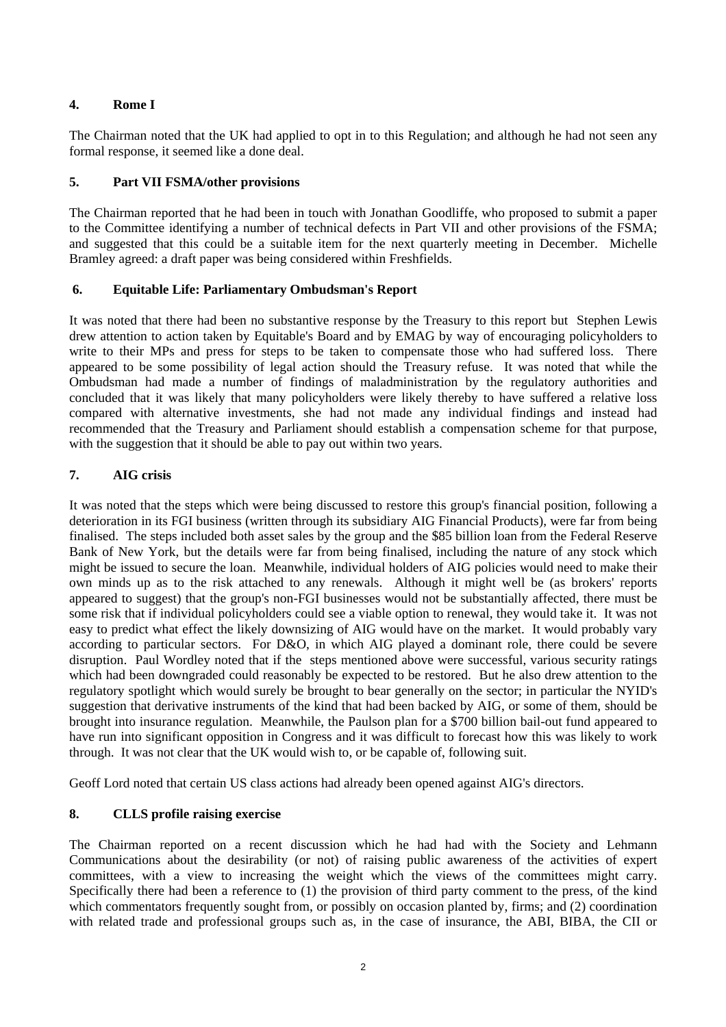## 4. Rome I

The Chairman noted that the UK had applied to opt in to this Regulation; and although he had not seen any formal response, it seemed like a done deal.

## 5. Part VII FSMA/other provisions

The Chairman reported that he had been in touch with Jonathan Goodliffe, who proposed to submit a paper to the Committee identifying a number of technical defects in Part VII and other provisions of the FSMA; and suggested that this could be a suitable item for the next quarterly meeting in December. Michelle Bramley agreed: a draft paper was being considered within Freshfields.

## 6. Equitable Life: Parliamentary Ombudsman's Report

It was noted that there had been no substantive response by the Treasury to this report but Stephen Lewis drew attention to action taken by Equitable's Board and by EMAG by way of encouraging policyholders to write to their MPs and press for steps to be taken to compensate those who had suffered loss. There appeared to be some possibility of legal action should the Treasury refuse. It was noted that while the Ombudsman had made a number of findings of maladministration by the regulatory authorities and concluded that it was likely that many policyholders were likely thereby to have suffered a relative loss compared with alternative investments, she had not made any individual findings and instead had recommended that the Treasury and Parliament should establish a compensation scheme for that purpose, with the suggestion that it should be able to pay out within two years.

## 7. AIG crisis

It was noted that the steps which were being discussed to restore this group's financial position, following a deterioration in its FGI business (written through its subsidiary AIG Financial Products), were far from being finalised. The steps included both asset sales by the group and the $85 billion loan from the Federal Reserve Bank of New York, but the details were far from being finalised, including the nature of any stock which might be issued to secure the loan. Meanwhile, individual holders of AIG policies would need to make their own minds up as to the risk attached to any renewals. Although it might well be (as brokers' reports appeared to suggest) that the group's non-FGI businesses would not be substantially affected, there must be some risk that if individual policyholders could see a viable option to renewal, they would take it. It was not easy to predict what effect the likely downsizing of AIG would have on the market. It would probably vary according to particular sectors. For D&O, in which AIG played a dominant role, there could be severe disruption. Paul Wordley noted that if the steps mentioned above were successful, various security ratings which had been downgraded could reasonably be expected to be restored. But he also drew attention to the regulatory spotlight which would surely be brought to bear generally on the sector; in particular the NYID's suggestion that derivative instruments of the kind that had been backed by AIG, or some of them, should be brought into insurance regulation. Meanwhile, the Paulson plan for a $700 billion bail-out fund appeared to have run into significant opposition in Congress and it was difficult to forecast how this was likely to work through. It was not clear that the UK would wish to, or be capable of, following suit.

Geoff Lord noted that certain US class actions had already been opened against AIG's directors.

## 8. CLLS profile raising exercise

The Chairman reported on a recent discussion which he had had with the Society and Lehmann Communications about the desirability (or not) of raising public awareness of the activities of expert committees, with a view to increasing the weight which the views of the committees might carry. Specifically there had been a reference to (1) the provision of third party comment to the press, of the kind which commentators frequently sought from, or possibly on occasion planted by, firms; and (2) coordination with related trade and professional groups such as, in the case of insurance, the ABI, BIBA, the CII or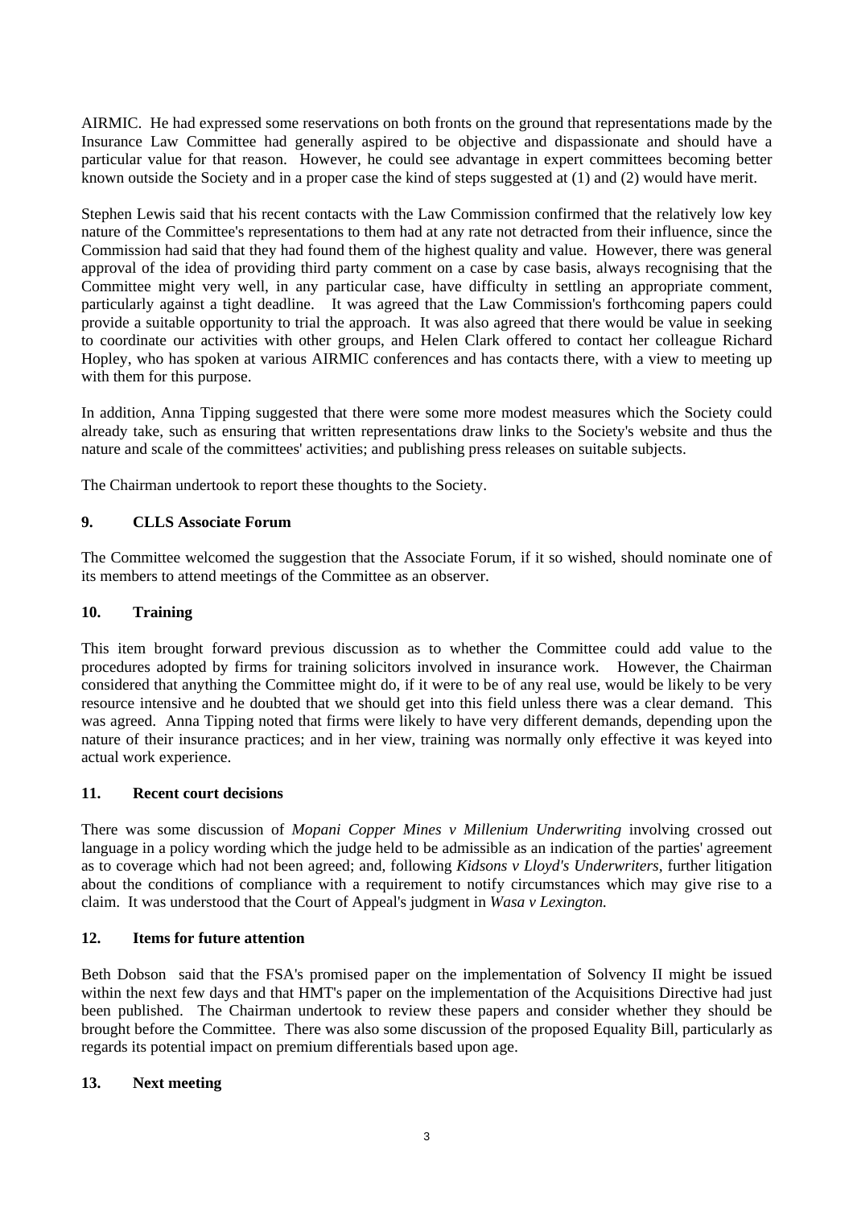AIRMIC. He had expressed some reservations on both fronts on the ground that representations made by the Insurance Law Committee had generally aspired to be objective and dispassionate and should have a particular value for that reason. However, he could see advantage in expert committees becoming better known outside the Society and in a proper case the kind of steps suggested at (1) and (2) would have merit.

Stephen Lewis said that his recent contacts with the Law Commission confirmed that the relatively low key nature of the Committee's representations to them had at any rate not detracted from their influence, since the Commission had said that they had found them of the highest quality and value. However, there was general approval of the idea of providing third party comment on a case by case basis, always recognising that the Committee might very well, in any particular case, have difficulty in settling an appropriate comment, particularly against a tight deadline. It was agreed that the Law Commission's forthcoming papers could provide a suitable opportunity to trial the approach. It was also agreed that there would be value in seeking to coordinate our activities with other groups, and Helen Clark offered to contact her colleague Richard Hopley, who has spoken at various AIRMIC conferences and has contacts there, with a view to meeting up with them for this purpose.

In addition, Anna Tipping suggested that there were some more modest measures which the Society could already take, such as ensuring that written representations draw links to the Society's website and thus the nature and scale of the committees' activities; and publishing press releases on suitable subjects.

The Chairman undertook to report these thoughts to the Society.

### 9. CLLS Associate Forum

The Committee welcomed the suggestion that the Associate Forum, if it so wished, should nominate one of its members to attend meetings of the Committee as an observer.

### 10. Training

This item brought forward previous discussion as to whether the Committee could add value to the procedures adopted by firms for training solicitors involved in insurance work. However, the Chairman considered that anything the Committee might do, if it were to be of any real use, would be likely to be very resource intensive and he doubted that we should get into this field unless there was a clear demand. This was agreed. Anna Tipping noted that firms were likely to have very different demands, depending upon the nature of their insurance practices; and in her view, training was normally only effective it was keyed into actual work experience.

### 11. Recent court decisions

There was some discussion of *Mopani Copper Mines v Millenium Underwriting* involving crossed out language in a policy wording which the judge held to be admissible as an indication of the parties' agreement as to coverage which had not been agreed; and, following *Kidsons v Lloyd's Underwriters*, further litigation about the conditions of compliance with a requirement to notify circumstances which may give rise to a claim. It was understood that the Court of Appeal's judgment in *Wasa v Lexington.*

### 12. Items for future attention

Beth Dobson said that the FSA's promised paper on the implementation of Solvency II might be issued within the next few days and that HMT's paper on the implementation of the Acquisitions Directive had just been published. The Chairman undertook to review these papers and consider whether they should be brought before the Committee. There was also some discussion of the proposed Equality Bill, particularly as regards its potential impact on premium differentials based upon age.

### 13. Next meeting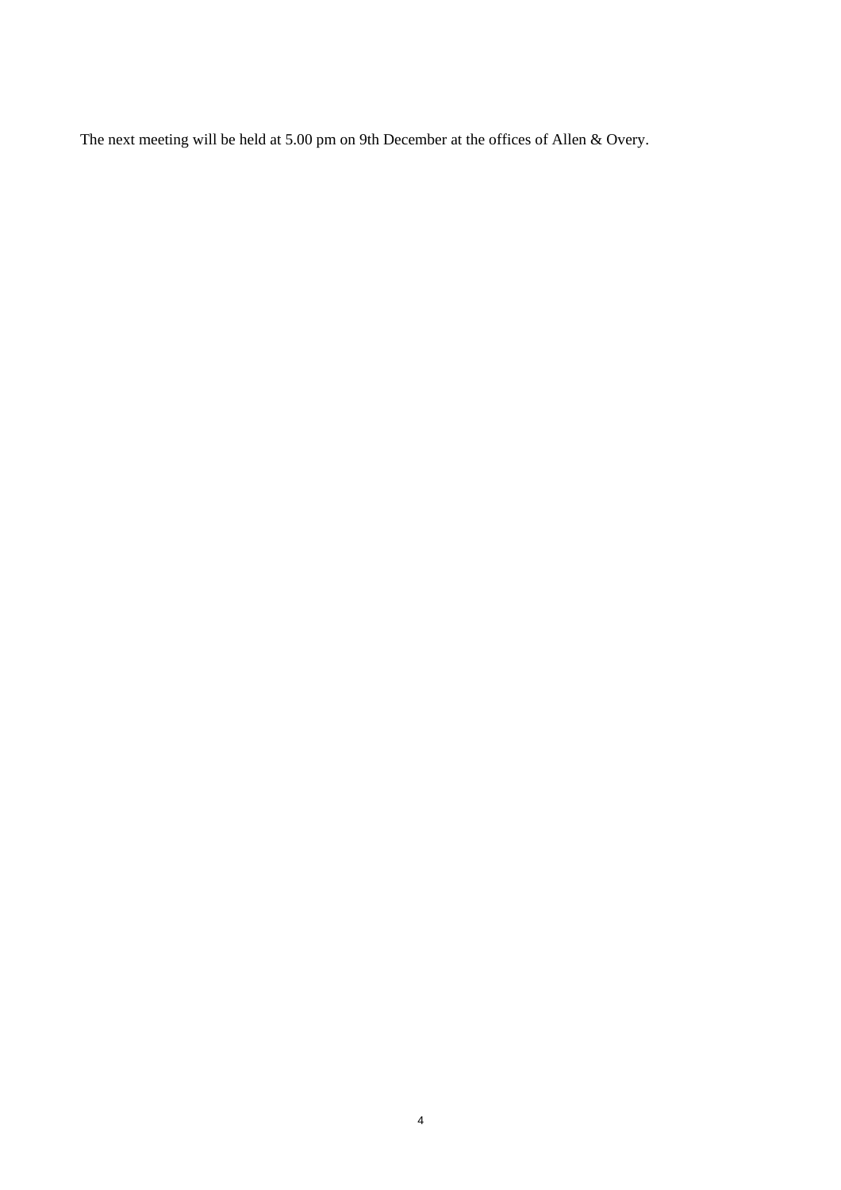The next meeting will be held at 5.00 pm on 9th December at the offices of Allen & Overy.